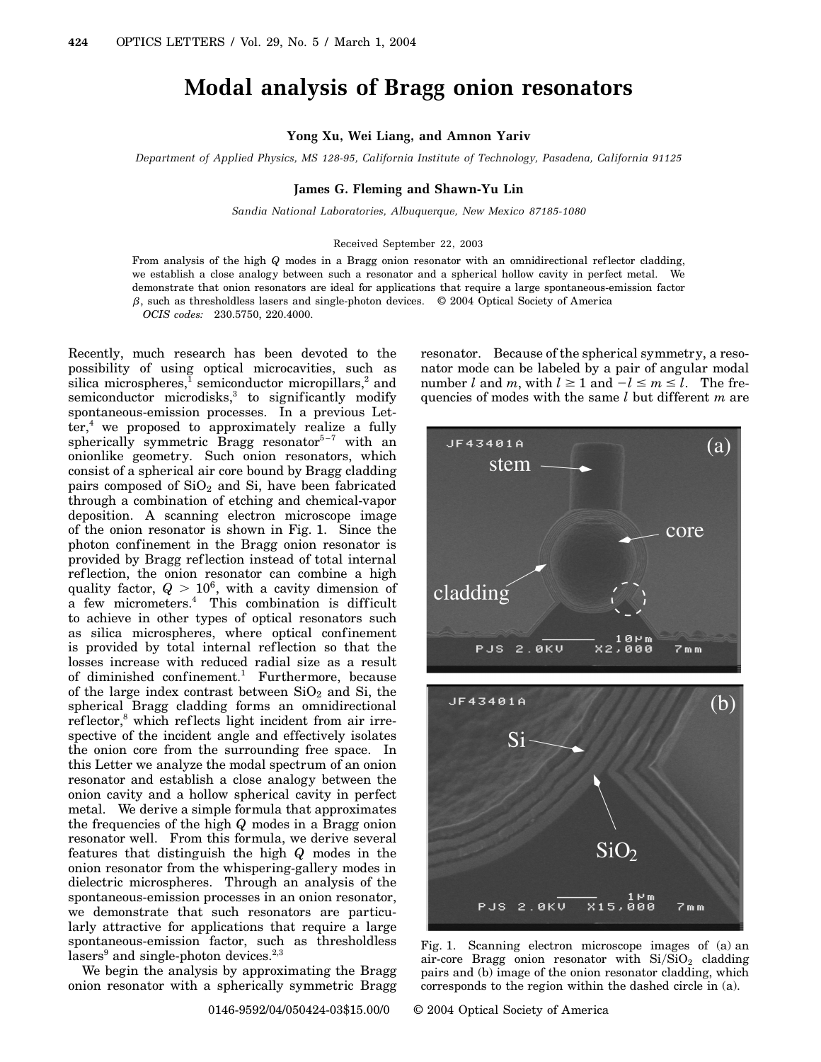# Modal analysis of Bragg onion resonators

**Yong Xu, Wei Liang, and Amnon Yariv**

*Department of Applied Physics, MS 128-95, California Institute of Technology, Pasadena, California 91125*

**James G. Fleming and Shawn-Yu Lin**

*Sandia National Laboratories, Albuquerque, New Mexico 87185-1080*

Received September 22, 2003

From analysis of the high $Q$ modes in a Bragg onion resonator with an omnidirectional reflector cladding, we establish a close analogy between such a resonator and a spherical hollow cavity in perfect metal. We demonstrate that onion resonators are ideal for applications that require a large spontaneous-emission factor $\beta$, such as thresholdless lasers and single-photon devices. © 2004 Optical Society of America

*OCIS codes:* 230.5750, 220.4000.

Recently, much research has been devoted to the possibility of using optical microcavities, such as silica microspheres,[1] semiconductor micropillars,[2] and semiconductor microdisks,[3] to significantly modify spontaneous-emission processes. In a previous Letter,[4] we proposed to approximately realize a fully spherically symmetric Bragg resonator[5–7] with an onionlike geometry. Such onion resonators, which consist of a spherical air core bound by Bragg cladding pairs composed of $SiO_2$ and Si, have been fabricated through a combination of etching and chemical-vapor deposition. A scanning electron microscope image of the onion resonator is shown in Fig. 1. Since the photon confinement in the Bragg onion resonator is provided by Bragg reflection instead of total internal reflection, the onion resonator can combine a high quality factor, $Q > 10^6$, with a cavity dimension of a few micrometers.[4] This combination is difficult to achieve in other types of optical resonators such as silica microspheres, where optical confinement is provided by total internal reflection so that the losses increase with reduced radial size as a result of diminished confinement.[1] Furthermore, because of the large index contrast between $SiO_2$ and Si, the spherical Bragg cladding forms an omnidirectional reflector,[8] which reflects light incident from air irrespective of the incident angle and effectively isolates the onion core from the surrounding free space. In this Letter we analyze the modal spectrum of an onion resonator and establish a close analogy between the onion cavity and a hollow spherical cavity in perfect metal. We derive a simple formula that approximates the frequencies of the high $Q$ modes in a Bragg onion resonator well. From this formula, we derive several features that distinguish the high $Q$ modes in the onion resonator from the whispering-gallery modes in dielectric microspheres. Through an analysis of the spontaneous-emission processes in an onion resonator, we demonstrate that such resonators are particularly attractive for applications that require a large spontaneous-emission factor, such as thresholdless lasers[9] and single-photon devices.[2,3]

We begin the analysis by approximating the Bragg onion resonator with a spherically symmetric Bragg resonator. Because of the spherical symmetry, a resonator mode can be labeled by a pair of angular modal number $l$ and $m$, with $l \geq 1$ and $-l \leq m \leq l$. The frequencies of modes with the same $l$ but different $m$ are

Fig. 1. Scanning electron microscope images of (a) an air-core Bragg onion resonator with $Si/SiO_2$ cladding pairs and (b) image of the onion resonator cladding, which corresponds to the region within the dashed circle in (a).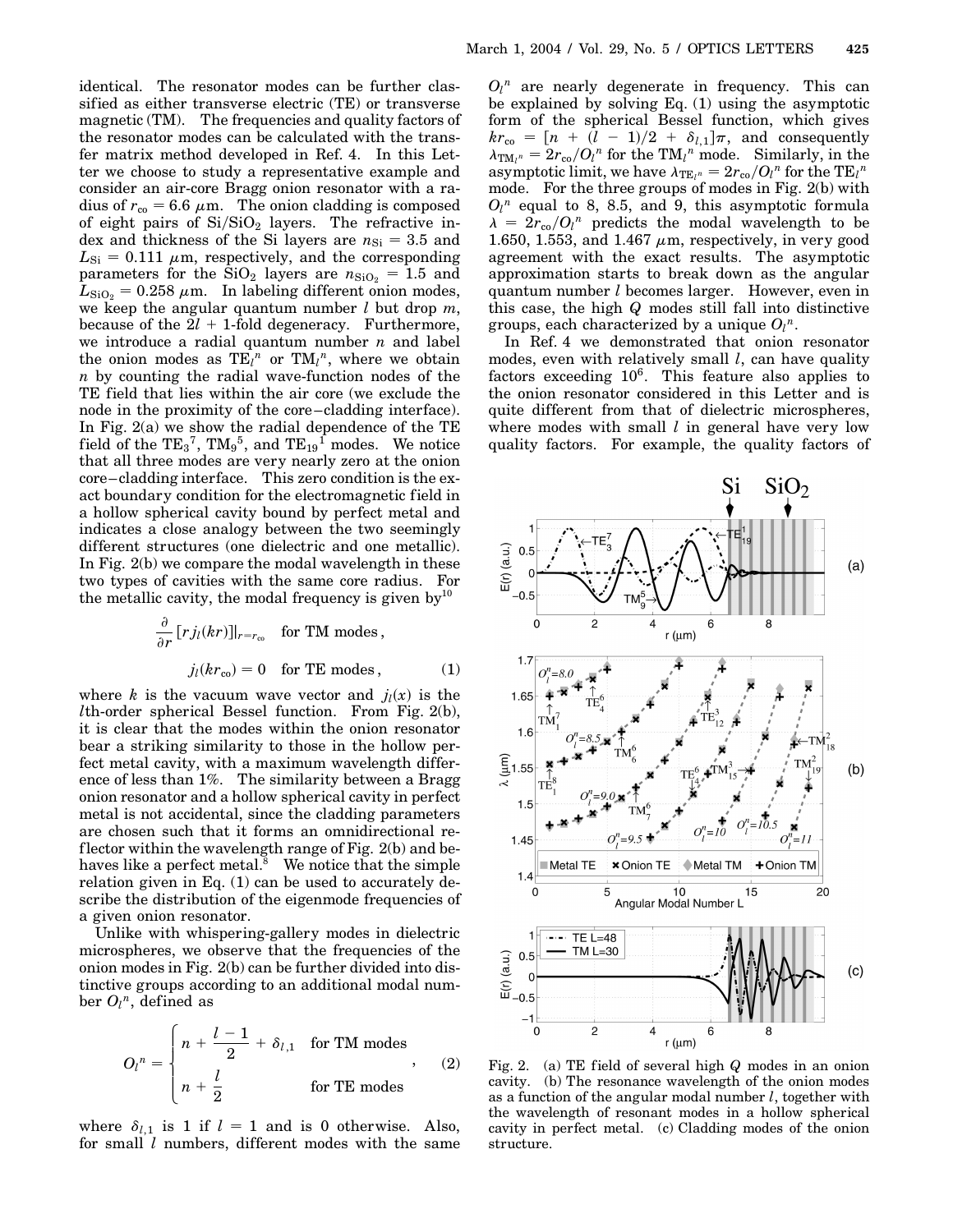identical. The resonator modes can be further classified as either transverse electric (TE) or transverse magnetic (TM). The frequencies and quality factors of the resonator modes can be calculated with the transfer matrix method developed in Ref. 4. In this Letter we choose to study a representative example and consider an air-core Bragg onion resonator with a radius of $r_{co} = 6.6\ \mu$m. The onion cladding is composed of eight pairs of $Si/SiO_2$ layers. The refractive index and thickness of the Si layers are $n_{Si} = 3.5$ and $L_{Si} = 0.111\ \mu$m, respectively, and the corresponding parameters for the $SiO_2$ layers are $n_{SiO_2} = 1.5$ and $L_{SiO_2} = 0.258\ \mu$m. In labeling different onion modes, we keep the angular quantum number $l$ but drop $m$, because of the $2l + 1$-fold degeneracy. Furthermore, we introduce a radial quantum number $n$ and label the onion modes as $TE_l{}^n$ or $TM_l{}^n$, where we obtain $n$ by counting the radial wave-function nodes of the TE field that lies within the air core (we exclude the node in the proximity of the core–cladding interface). In Fig. 2(a) we show the radial dependence of the TE field of the $TE_3{}^7$, $TM_9{}^5$, and $TE_{19}{}^1$ modes. We notice that all three modes are very nearly zero at the onion core–cladding interface. This zero condition is the exact boundary condition for the electromagnetic field in a hollow spherical cavity bound by perfect metal and indicates a close analogy between the two seemingly different structures (one dielectric and one metallic). In Fig. 2(b) we compare the modal wavelength in these two types of cavities with the same core radius. For the metallic cavity, the modal frequency is given by[10]

$$\frac{\partial}{\partial r}[r j_l(kr)]|_{r=r_{co}} \quad \text{for TM modes},$$

$$j_l(kr_{co}) = 0 \quad \text{for TE modes}, \qquad (1)$$

where $k$ is the vacuum wave vector and $j_l(x)$ is the $l$th-order spherical Bessel function. From Fig. 2(b), it is clear that the modes within the onion resonator bear a striking similarity to those in the hollow perfect metal cavity, with a maximum wavelength difference of less than 1%. The similarity between a Bragg onion resonator and a hollow spherical cavity in perfect metal is not accidental, since the cladding parameters are chosen such that it forms an omnidirectional reflector within the wavelength range of Fig. 2(b) and behaves like a perfect metal.[8] We notice that the simple relation given in Eq. (1) can be used to accurately describe the distribution of the eigenmode frequencies of a given onion resonator.

Unlike with whispering-gallery modes in dielectric microspheres, we observe that the frequencies of the onion modes in Fig. 2(b) can be further divided into distinctive groups according to an additional modal number $O_l{}^n$, defined as

$$O_l{}^n = \begin{cases} n + \dfrac{l-1}{2} + \delta_{l,1} & \text{for TM modes} \\[2mm] n + \dfrac{l}{2} & \text{for TE modes} \end{cases}, \qquad (2)$$

where $\delta_{l,1}$ is 1 if $l = 1$ and is 0 otherwise. Also, for small $l$ numbers, different modes with the same $O_l{}^n$ are nearly degenerate in frequency. This can be explained by solving Eq. (1) using the asymptotic form of the spherical Bessel function, which gives $kr_{co} = [n + (l - 1)/2 + \delta_{l,1}]\pi$, and consequently $\lambda_{TM_l{}^n} = 2r_{co}/O_l{}^n$ for the $TM_l{}^n$ mode. Similarly, in the asymptotic limit, we have $\lambda_{TE_l{}^n} = 2r_{co}/O_l{}^n$ for the $TE_l{}^n$ mode. For the three groups of modes in Fig. 2(b) with $O_l{}^n$ equal to 8, 8.5, and 9, this asymptotic formula $\lambda = 2r_{co}/O_l{}^n$ predicts the modal wavelength to be 1.650, 1.553, and 1.467 $\mu$m, respectively, in very good agreement with the exact results. The asymptotic approximation starts to break down as the angular quantum number $l$ becomes larger. However, even in this case, the high $Q$ modes still fall into distinctive groups, each characterized by a unique $O_l{}^n$.

In Ref. 4 we demonstrated that onion resonator modes, even with relatively small $l$, can have quality factors exceeding $10^6$. This feature also applies to the onion resonator considered in this Letter and is quite different from that of dielectric microspheres, where modes with small $l$ in general have very low quality factors. For example, the quality factors of

Fig. 2. (a) TE field of several high $Q$ modes in an onion cavity. (b) The resonance wavelength of the onion modes as a function of the angular modal number $l$, together with the wavelength of resonant modes in a hollow spherical cavity in perfect metal. (c) Cladding modes of the onion structure.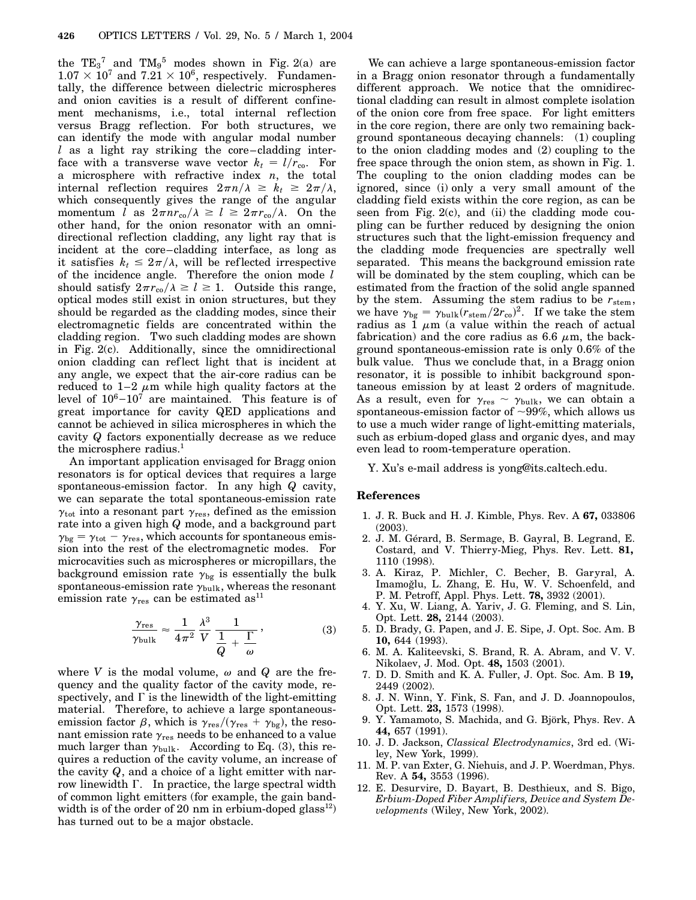the $TE_3^7$ and $TM_9^5$ modes shown in Fig. 2(a) are $1.07 \times 10^7$ and $7.21 \times 10^6$, respectively. Fundamentally, the difference between dielectric microspheres and onion cavities is a result of different confinement mechanisms, i.e., total internal reflection versus Bragg reflection. For both structures, we can identify the mode with angular modal number $l$ as a light ray striking the core–cladding interface with a transverse wave vector $k_t = l/r_{co}$. For a microsphere with refractive index $n$, the total internal reflection requires $2\pi n/\lambda \geq k_t \geq 2\pi/\lambda$, which consequently gives the range of the angular momentum $l$ as $2\pi n r_{co}/\lambda \geq l \geq 2\pi r_{co}/\lambda$. On the other hand, for the onion resonator with an omnidirectional reflection cladding, any light ray that is incident at the core–cladding interface, as long as it satisfies $k_t \leq 2\pi/\lambda$, will be reflected irrespective of the incidence angle. Therefore the onion mode $l$ should satisfy $2\pi r_{co}/\lambda \geq l \geq 1$. Outside this range, optical modes still exist in onion structures, but they should be regarded as the cladding modes, since their electromagnetic fields are concentrated within the cladding region. Two such cladding modes are shown in Fig. 2(c). Additionally, since the omnidirectional onion cladding can reflect light that is incident at any angle, we expect that the air-core radius can be reduced to 1–2 $\mu$m while high quality factors at the level of $10^6$–$10^7$ are maintained. This feature is of great importance for cavity QED applications and cannot be achieved in silica microspheres in which the cavity $Q$ factors exponentially decrease as we reduce the microsphere radius.[1]

An important application envisaged for Bragg onion resonators is for optical devices that requires a large spontaneous-emission factor. In any high $Q$ cavity, we can separate the total spontaneous-emission rate $\gamma_{tot}$ into a resonant part $\gamma_{res}$, defined as the emission rate into a given high $Q$ mode, and a background part $\gamma_{bg} = \gamma_{tot} - \gamma_{res}$, which accounts for spontaneous emission into the rest of the electromagnetic modes. For microcavities such as microspheres or micropillars, the background emission rate $\gamma_{bg}$ is essentially the bulk spontaneous-emission rate $\gamma_{bulk}$, whereas the resonant emission rate $\gamma_{res}$ can be estimated as[11]

$$\frac{\gamma_{res}}{\gamma_{bulk}} \approx \frac{1}{4\pi^2} \frac{\lambda^3}{V} \frac{1}{\dfrac{1}{Q} + \dfrac{\Gamma}{\omega}}, \qquad (3)$$

where $V$ is the modal volume, $\omega$ and $Q$ are the frequency and the quality factor of the cavity mode, respectively, and $\Gamma$ is the linewidth of the light-emitting material. Therefore, to achieve a large spontaneous-emission factor $\beta$, which is $\gamma_{res}/(\gamma_{res} + \gamma_{bg})$, the resonant emission rate $\gamma_{res}$ needs to be enhanced to a value much larger than $\gamma_{bulk}$. According to Eq. (3), this requires a reduction of the cavity volume, an increase of the cavity $Q$, and a choice of a light emitter with narrow linewidth $\Gamma$. In practice, the large spectral width of common light emitters (for example, the gain bandwidth is of the order of 20 nm in erbium-doped glass[12]) has turned out to be a major obstacle.

We can achieve a large spontaneous-emission factor in a Bragg onion resonator through a fundamentally different approach. We notice that the omnidirectional cladding can result in almost complete isolation of the onion core from free space. For light emitters in the core region, there are only two remaining background spontaneous decaying channels: (1) coupling to the onion cladding modes and (2) coupling to the free space through the onion stem, as shown in Fig. 1. The coupling to the onion cladding modes can be ignored, since (i) only a very small amount of the cladding field exists within the core region, as can be seen from Fig. 2(c), and (ii) the cladding mode coupling can be further reduced by designing the onion structures such that the light-emission frequency and the cladding mode frequencies are spectrally well separated. This means the background emission rate will be dominated by the stem coupling, which can be estimated from the fraction of the solid angle spanned by the stem. Assuming the stem radius to be $r_{stem}$, we have $\gamma_{bg} = \gamma_{bulk}(r_{stem}/2r_{co})^2$. If we take the stem radius as 1 $\mu$m (a value within the reach of actual fabrication) and the core radius as 6.6 $\mu$m, the background spontaneous-emission rate is only 0.6% of the bulk value. Thus we conclude that, in a Bragg onion resonator, it is possible to inhibit background spontaneous emission by at least 2 orders of magnitude. As a result, even for $\gamma_{res} \sim \gamma_{bulk}$, we can obtain a spontaneous-emission factor of ~99%, which allows us to use a much wider range of light-emitting materials, such as erbium-doped glass and organic dyes, and may even lead to room-temperature operation.

Y. Xu's e-mail address is yong@its.caltech.edu.

## References

1. J. R. Buck and H. J. Kimble, Phys. Rev. A **67,** 033806 (2003).
2. J. M. Gérard, B. Sermage, B. Gayral, B. Legrand, E. Costard, and V. Thierry-Mieg, Phys. Rev. Lett. **81,** 1110 (1998).
3. A. Kiraz, P. Michler, C. Becher, B. Garyral, A. Imamoğlu, L. Zhang, E. Hu, W. V. Schoenfeld, and P. M. Petroff, Appl. Phys. Lett. **78,** 3932 (2001).
4. Y. Xu, W. Liang, A. Yariv, J. G. Fleming, and S. Lin, Opt. Lett. **28,** 2144 (2003).
5. D. Brady, G. Papen, and J. E. Sipe, J. Opt. Soc. Am. B **10,** 644 (1993).
6. M. A. Kaliteevski, S. Brand, R. A. Abram, and V. V. Nikolaev, J. Mod. Opt. **48,** 1503 (2001).
7. D. D. Smith and K. A. Fuller, J. Opt. Soc. Am. B **19,** 2449 (2002).
8. J. N. Winn, Y. Fink, S. Fan, and J. D. Joannopoulos, Opt. Lett. **23,** 1573 (1998).
9. Y. Yamamoto, S. Machida, and G. Björk, Phys. Rev. A **44,** 657 (1991).
10. J. D. Jackson, *Classical Electrodynamics*, 3rd ed. (Wiley, New York, 1999).
11. M. P. van Exter, G. Niehuis, and J. P. Woerdman, Phys. Rev. A **54,** 3553 (1996).
12. E. Desurvire, D. Bayart, B. Desthieux, and S. Bigo, *Erbium-Doped Fiber Amplifiers, Device and System Developments* (Wiley, New York, 2002).